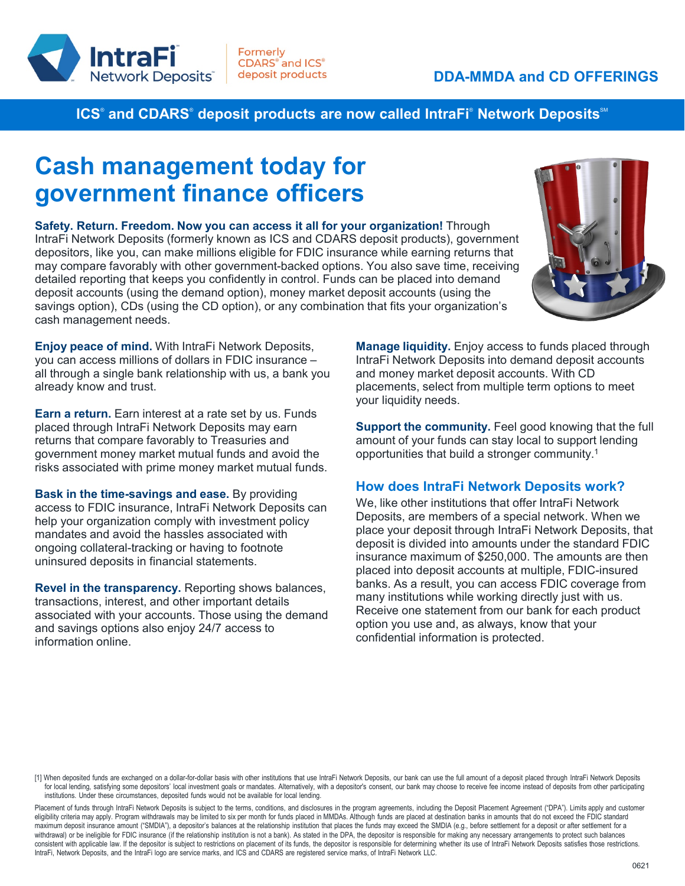IntraFi Network Deposits

Formerly CDARS® and ICS® deposit products

DDA-MMDA and CD OFFERINGS

**ICS® and CDARS® deposit products are now called IntraFi® Network Deposits℠**

# Cash management today for government finance officers

**Safety. Return. Freedom. Now you can access it all for your organization!** Through IntraFi Network Deposits (formerly known as ICS and CDARS deposit products), government depositors, like you, can make millions eligible for FDIC insurance while earning returns that may compare favorably with other government-backed options. You also save time, receiving detailed reporting that keeps you confidently in control. Funds can be placed into demand deposit accounts (using the demand option), money market deposit accounts (using the savings option), CDs (using the CD option), or any combination that fits your organization's cash management needs.

**Enjoy peace of mind.** With IntraFi Network Deposits, you can access millions of dollars in FDIC insurance – all through a single bank relationship with us, a bank you already know and trust.

**Earn a return.** Earn interest at a rate set by us. Funds placed through IntraFi Network Deposits may earn returns that compare favorably to Treasuries and government money market mutual funds and avoid the risks associated with prime money market mutual funds.

**Bask in the time-savings and ease.** By providing access to FDIC insurance, IntraFi Network Deposits can help your organization comply with investment policy mandates and avoid the hassles associated with ongoing collateral-tracking or having to footnote uninsured deposits in financial statements.

**Revel in the transparency.** Reporting shows balances, transactions, interest, and other important details associated with your accounts. Those using the demand and savings options also enjoy 24/7 access to information online.

**Manage liquidity.** Enjoy access to funds placed through IntraFi Network Deposits into demand deposit accounts and money market deposit accounts. With CD placements, select from multiple term options to meet your liquidity needs.

**Support the community.** Feel good knowing that the full amount of your funds can stay local to support lending opportunities that build a stronger community.[1]

## How does IntraFi Network Deposits work?

We, like other institutions that offer IntraFi Network Deposits, are members of a special network. When we place your deposit through IntraFi Network Deposits, that deposit is divided into amounts under the standard FDIC insurance maximum of $250,000. The amounts are then placed into deposit accounts at multiple, FDIC-insured banks. As a result, you can access FDIC coverage from many institutions while working directly just with us. Receive one statement from our bank for each product option you use and, as always, know that your confidential information is protected.

[1] When deposited funds are exchanged on a dollar-for-dollar basis with other institutions that use IntraFi Network Deposits, our bank can use the full amount of a deposit placed through IntraFi Network Deposits for local lending, satisfying some depositors' local investment goals or mandates. Alternatively, with a depositor's consent, our bank may choose to receive fee income instead of deposits from other participating institutions. Under these circumstances, deposited funds would not be available for local lending.

Placement of funds through IntraFi Network Deposits is subject to the terms, conditions, and disclosures in the program agreements, including the Deposit Placement Agreement ("DPA"). Limits apply and customer eligibility criteria may apply. Program withdrawals may be limited to six per month for funds placed in MMDAs. Although funds are placed at destination banks in amounts that do not exceed the FDIC standard maximum deposit insurance amount ("SMDIA"), a depositor's balances at the relationship institution that places the funds may exceed the SMDIA (e.g., before settlement for a deposit or after settlement for a withdrawal) or be ineligible for FDIC insurance (if the relationship institution is not a bank). As stated in the DPA, the depositor is responsible for making any necessary arrangements to protect such balances consistent with applicable law. If the depositor is subject to restrictions on placement of its funds, the depositor is responsible for determining whether its use of IntraFi Network Deposits satisfies those restrictions. IntraFi, Network Deposits, and the IntraFi logo are service marks, and ICS and CDARS are registered service marks, of IntraFi Network LLC.

0621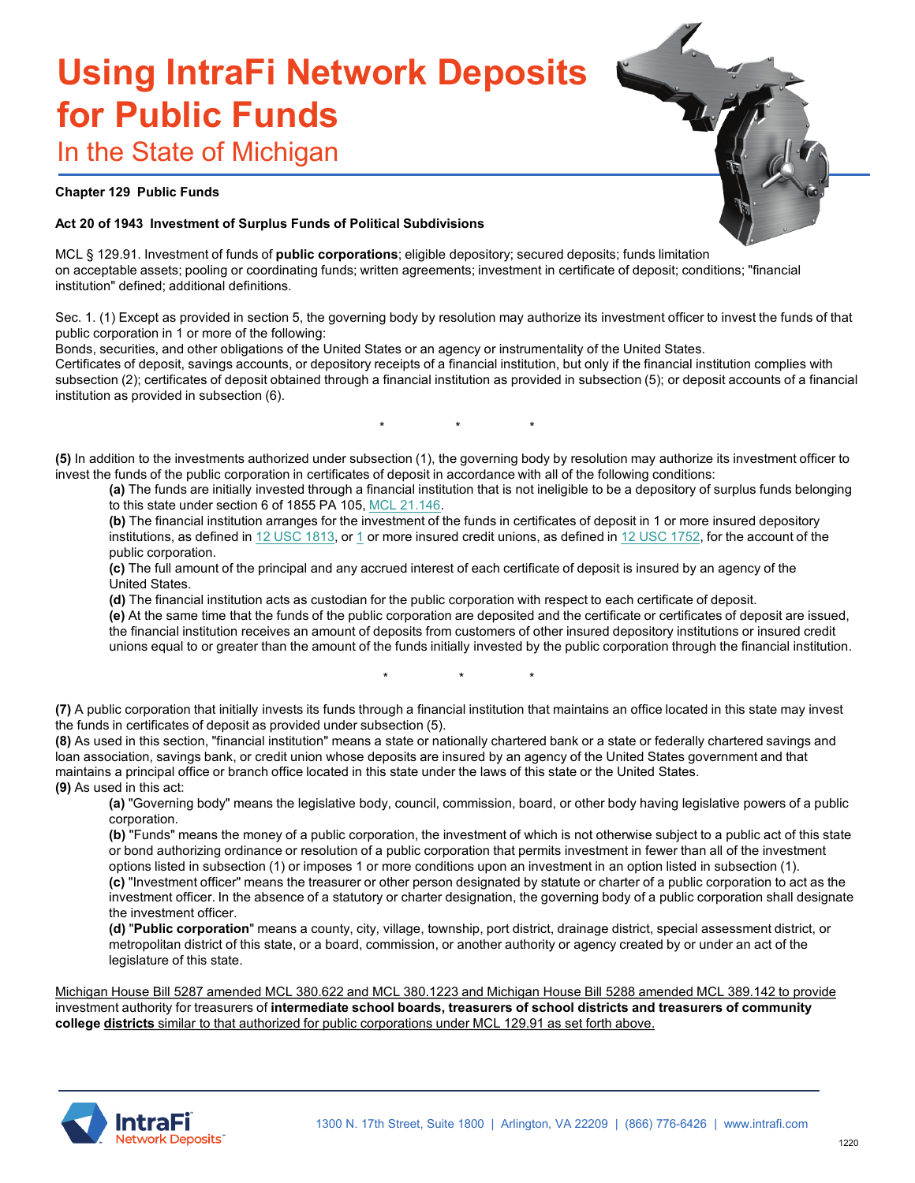# Using IntraFi Network Deposits for Public Funds

## In the State of Michigan

**Chapter 129 Public Funds**

**Act 20 of 1943 Investment of Surplus Funds of Political Subdivisions**

MCL § 129.91. Investment of funds of **public corporations**; eligible depository; secured deposits; funds limitation on acceptable assets; pooling or coordinating funds; written agreements; investment in certificate of deposit; conditions; "financial institution" defined; additional definitions.

Sec. 1. (1) Except as provided in section 5, the governing body by resolution may authorize its investment officer to invest the funds of that public corporation in 1 or more of the following:
Bonds, securities, and other obligations of the United States or an agency or instrumentality of the United States.
Certificates of deposit, savings accounts, or depository receipts of a financial institution, but only if the financial institution complies with subsection (2); certificates of deposit obtained through a financial institution as provided in subsection (5); or deposit accounts of a financial institution as provided in subsection (6).

\* \* \*

**(5)** In addition to the investments authorized under subsection (1), the governing body by resolution may authorize its investment officer to invest the funds of the public corporation in certificates of deposit in accordance with all of the following conditions:

> **(a)** The funds are initially invested through a financial institution that is not ineligible to be a depository of surplus funds belonging to this state under section 6 of 1855 PA 105, MCL 21.146.
> **(b)** The financial institution arranges for the investment of the funds in certificates of deposit in 1 or more insured depository institutions, as defined in 12 USC 1813, or 1 or more insured credit unions, as defined in 12 USC 1752, for the account of the public corporation.
> **(c)** The full amount of the principal and any accrued interest of each certificate of deposit is insured by an agency of the United States.
> **(d)** The financial institution acts as custodian for the public corporation with respect to each certificate of deposit.
> **(e)** At the same time that the funds of the public corporation are deposited and the certificate or certificates of deposit are issued, the financial institution receives an amount of deposits from customers of other insured depository institutions or insured credit unions equal to or greater than the amount of the funds initially invested by the public corporation through the financial institution.

\* \* \*

**(7)** A public corporation that initially invests its funds through a financial institution that maintains an office located in this state may invest the funds in certificates of deposit as provided under subsection (5).
**(8)** As used in this section, "financial institution" means a state or nationally chartered bank or a state or federally chartered savings and loan association, savings bank, or credit union whose deposits are insured by an agency of the United States government and that maintains a principal office or branch office located in this state under the laws of this state or the United States.
**(9)** As used in this act:

> **(a)** "Governing body" means the legislative body, council, commission, board, or other body having legislative powers of a public corporation.
> **(b)** "Funds" means the money of a public corporation, the investment of which is not otherwise subject to a public act of this state or bond authorizing ordinance or resolution of a public corporation that permits investment in fewer than all of the investment options listed in subsection (1) or imposes 1 or more conditions upon an investment in an option listed in subsection (1).
> **(c)** "Investment officer" means the treasurer or other person designated by statute or charter of a public corporation to act as the investment officer. In the absence of a statutory or charter designation, the governing body of a public corporation shall designate the investment officer.
> **(d)** "**Public corporation**" means a county, city, village, township, port district, drainage district, special assessment district, or metropolitan district of this state, or a board, commission, or another authority or agency created by or under an act of the legislature of this state.

Michigan House Bill 5287 amended MCL 380.622 and MCL 380.1223 and Michigan House Bill 5288 amended MCL 389.142 to provide investment authority for treasurers of **intermediate school boards, treasurers of school districts and treasurers of community college districts** similar to that authorized for public corporations under MCL 129.91 as set forth above.

IntraFi Network Deposits

1300 N. 17th Street, Suite 1800 | Arlington, VA 22209 | (866) 776-6426 | www.intrafi.com

1220